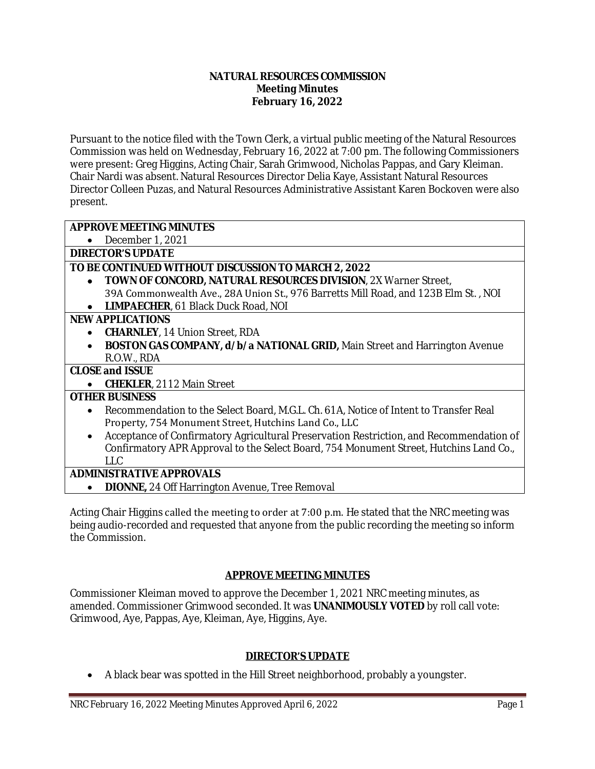**NATURAL RESOURCES COMMISSION**
**Meeting Minutes**
**February 16, 2022**

Pursuant to the notice filed with the Town Clerk, a virtual public meeting of the Natural Resources Commission was held on Wednesday, February 16, 2022 at 7:00 pm. The following Commissioners were present: Greg Higgins, Acting Chair, Sarah Grimwood, Nicholas Pappas, and Gary Kleiman. Chair Nardi was absent. Natural Resources Director Delia Kaye, Assistant Natural Resources Director Colleen Puzas, and Natural Resources Administrative Assistant Karen Bockoven were also present.

| |
|---|
| **APPROVE MEETING MINUTES**<br>• December 1, 2021 |
| **DIRECTOR'S UPDATE** |
| **TO BE CONTINUED WITHOUT DISCUSSION TO MARCH 2, 2022**<br>• **TOWN OF CONCORD, NATURAL RESOURCES DIVISION**, 2X Warner Street, 39A Commonwealth Ave., 28A Union St., 976 Barretts Mill Road, and 123B Elm St. , NOI<br>• **LIMPAECHER**, 61 Black Duck Road, NOI |
| **NEW APPLICATIONS**<br>• **CHARNLEY**, 14 Union Street, RDA<br>• **BOSTON GAS COMPANY, d/b/a NATIONAL GRID,** Main Street and Harrington Avenue R.O.W., RDA |
| **CLOSE and ISSUE**<br>• **CHEKLER**, 2112 Main Street |
| **OTHER BUSINESS**<br>• Recommendation to the Select Board, M.G.L. Ch. 61A, Notice of Intent to Transfer Real Property, 754 Monument Street, Hutchins Land Co., LLC<br>• Acceptance of Confirmatory Agricultural Preservation Restriction, and Recommendation of Confirmatory APR Approval to the Select Board, 754 Monument Street, Hutchins Land Co., LLC |
| **ADMINISTRATIVE APPROVALS**<br>• **DIONNE,** 24 Off Harrington Avenue, Tree Removal |

Acting Chair Higgins called the meeting to order at 7:00 p.m. He stated that the NRC meeting was being audio-recorded and requested that anyone from the public recording the meeting so inform the Commission.

## APPROVE MEETING MINUTES

Commissioner Kleiman moved to approve the December 1, 2021 NRC meeting minutes, as amended. Commissioner Grimwood seconded. It was **UNANIMOUSLY VOTED** by roll call vote: Grimwood, Aye, Pappas, Aye, Kleiman, Aye, Higgins, Aye.

## DIRECTOR'S UPDATE

- A black bear was spotted in the Hill Street neighborhood, probably a youngster.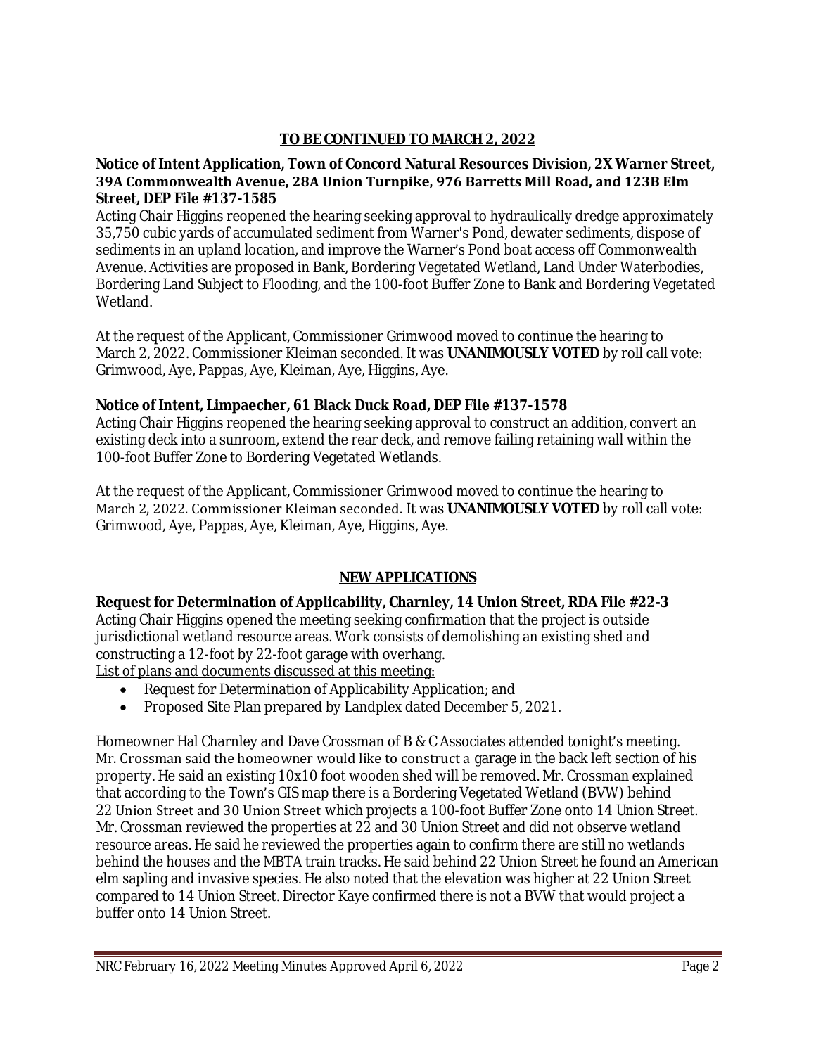## TO BE CONTINUED TO MARCH 2, 2022

**Notice of Intent Application, Town of Concord Natural Resources Division, 2X Warner Street, 39A Commonwealth Avenue, 28A Union Turnpike, 976 Barretts Mill Road, and 123B Elm Street, DEP File #137-1585**

Acting Chair Higgins reopened the hearing seeking approval to hydraulically dredge approximately 35,750 cubic yards of accumulated sediment from Warner's Pond, dewater sediments, dispose of sediments in an upland location, and improve the Warner's Pond boat access off Commonwealth Avenue. Activities are proposed in Bank, Bordering Vegetated Wetland, Land Under Waterbodies, Bordering Land Subject to Flooding, and the 100-foot Buffer Zone to Bank and Bordering Vegetated Wetland.

At the request of the Applicant, Commissioner Grimwood moved to continue the hearing to March 2, 2022. Commissioner Kleiman seconded. It was **UNANIMOUSLY VOTED** by roll call vote: Grimwood, Aye, Pappas, Aye, Kleiman, Aye, Higgins, Aye.

**Notice of Intent, Limpaecher, 61 Black Duck Road, DEP File #137-1578**

Acting Chair Higgins reopened the hearing seeking approval to construct an addition, convert an existing deck into a sunroom, extend the rear deck, and remove failing retaining wall within the 100-foot Buffer Zone to Bordering Vegetated Wetlands.

At the request of the Applicant, Commissioner Grimwood moved to continue the hearing to March 2, 2022. Commissioner Kleiman seconded. It was **UNANIMOUSLY VOTED** by roll call vote: Grimwood, Aye, Pappas, Aye, Kleiman, Aye, Higgins, Aye.

## NEW APPLICATIONS

**Request for Determination of Applicability, Charnley, 14 Union Street, RDA File #22-3**

Acting Chair Higgins opened the meeting seeking confirmation that the project is outside jurisdictional wetland resource areas. Work consists of demolishing an existing shed and constructing a 12-foot by 22-foot garage with overhang.

List of plans and documents discussed at this meeting:

- Request for Determination of Applicability Application; and
- Proposed Site Plan prepared by Landplex dated December 5, 2021.

Homeowner Hal Charnley and Dave Crossman of B & C Associates attended tonight's meeting. Mr. Crossman said the homeowner would like to construct a garage in the back left section of his property. He said an existing 10x10 foot wooden shed will be removed. Mr. Crossman explained that according to the Town's GIS map there is a Bordering Vegetated Wetland (BVW) behind 22 Union Street and 30 Union Street which projects a 100-foot Buffer Zone onto 14 Union Street. Mr. Crossman reviewed the properties at 22 and 30 Union Street and did not observe wetland resource areas. He said he reviewed the properties again to confirm there are still no wetlands behind the houses and the MBTA train tracks. He said behind 22 Union Street he found an American elm sapling and invasive species. He also noted that the elevation was higher at 22 Union Street compared to 14 Union Street. Director Kaye confirmed there is not a BVW that would project a buffer onto 14 Union Street.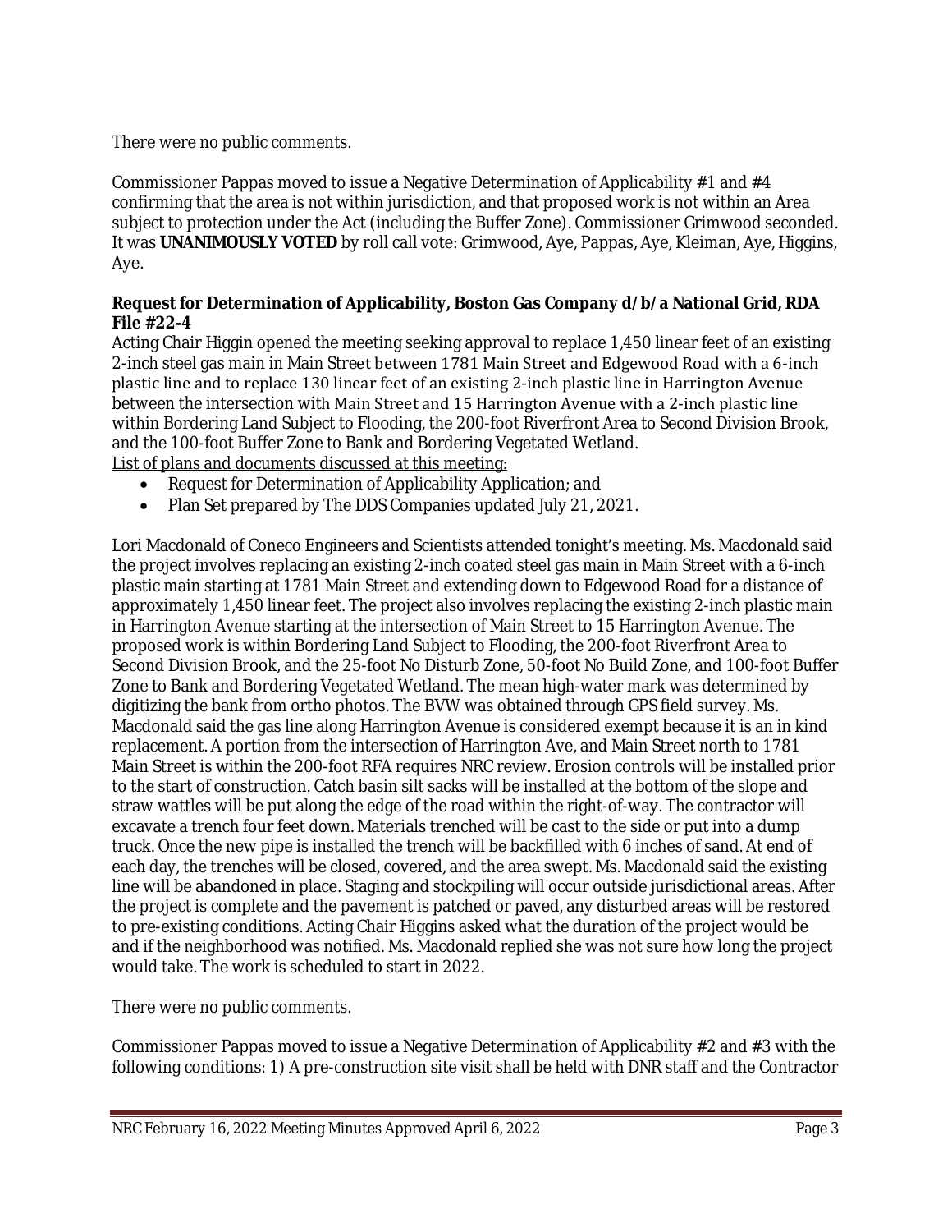There were no public comments.

Commissioner Pappas moved to issue a Negative Determination of Applicability #1 and #4 confirming that the area is not within jurisdiction, and that proposed work is not within an Area subject to protection under the Act (including the Buffer Zone). Commissioner Grimwood seconded. It was **UNANIMOUSLY VOTED** by roll call vote: Grimwood, Aye, Pappas, Aye, Kleiman, Aye, Higgins, Aye.

**Request for Determination of Applicability, Boston Gas Company d/b/a National Grid, RDA File #22-4**

Acting Chair Higgin opened the meeting seeking approval to replace 1,450 linear feet of an existing 2-inch steel gas main in Main Street between 1781 Main Street and Edgewood Road with a 6-inch plastic line and to replace 130 linear feet of an existing 2-inch plastic line in Harrington Avenue between the intersection with Main Street and 15 Harrington Avenue with a 2-inch plastic line within Bordering Land Subject to Flooding, the 200-foot Riverfront Area to Second Division Brook, and the 100-foot Buffer Zone to Bank and Bordering Vegetated Wetland.

List of plans and documents discussed at this meeting:

- Request for Determination of Applicability Application; and
- Plan Set prepared by The DDS Companies updated July 21, 2021.

Lori Macdonald of Coneco Engineers and Scientists attended tonight's meeting. Ms. Macdonald said the project involves replacing an existing 2-inch coated steel gas main in Main Street with a 6-inch plastic main starting at 1781 Main Street and extending down to Edgewood Road for a distance of approximately 1,450 linear feet. The project also involves replacing the existing 2-inch plastic main in Harrington Avenue starting at the intersection of Main Street to 15 Harrington Avenue. The proposed work is within Bordering Land Subject to Flooding, the 200-foot Riverfront Area to Second Division Brook, and the 25-foot No Disturb Zone, 50-foot No Build Zone, and 100-foot Buffer Zone to Bank and Bordering Vegetated Wetland. The mean high-water mark was determined by digitizing the bank from ortho photos. The BVW was obtained through GPS field survey. Ms. Macdonald said the gas line along Harrington Avenue is considered exempt because it is an in kind replacement. A portion from the intersection of Harrington Ave, and Main Street north to 1781 Main Street is within the 200-foot RFA requires NRC review. Erosion controls will be installed prior to the start of construction. Catch basin silt sacks will be installed at the bottom of the slope and straw wattles will be put along the edge of the road within the right-of-way. The contractor will excavate a trench four feet down. Materials trenched will be cast to the side or put into a dump truck. Once the new pipe is installed the trench will be backfilled with 6 inches of sand. At end of each day, the trenches will be closed, covered, and the area swept. Ms. Macdonald said the existing line will be abandoned in place. Staging and stockpiling will occur outside jurisdictional areas. After the project is complete and the pavement is patched or paved, any disturbed areas will be restored to pre-existing conditions. Acting Chair Higgins asked what the duration of the project would be and if the neighborhood was notified. Ms. Macdonald replied she was not sure how long the project would take. The work is scheduled to start in 2022.

There were no public comments.

Commissioner Pappas moved to issue a Negative Determination of Applicability #2 and #3 with the following conditions: 1) A pre-construction site visit shall be held with DNR staff and the Contractor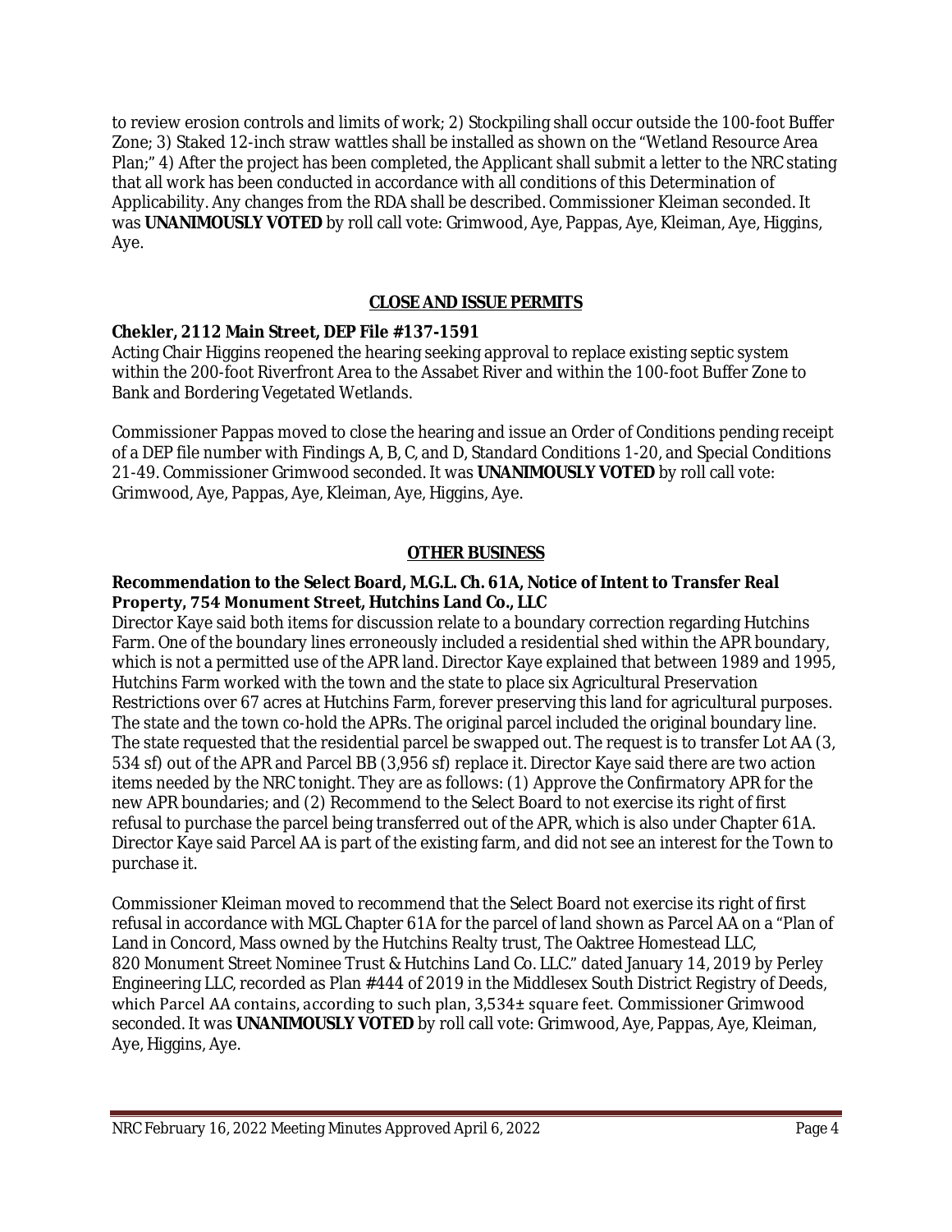to review erosion controls and limits of work; 2) Stockpiling shall occur outside the 100-foot Buffer Zone; 3) Staked 12-inch straw wattles shall be installed as shown on the "Wetland Resource Area Plan;" 4) After the project has been completed, the Applicant shall submit a letter to the NRC stating that all work has been conducted in accordance with all conditions of this Determination of Applicability. Any changes from the RDA shall be described. Commissioner Kleiman seconded. It was **UNANIMOUSLY VOTED** by roll call vote: Grimwood, Aye, Pappas, Aye, Kleiman, Aye, Higgins, Aye.

## CLOSE AND ISSUE PERMITS

**Chekler, 2112 Main Street, DEP File #137-1591**

Acting Chair Higgins reopened the hearing seeking approval to replace existing septic system within the 200-foot Riverfront Area to the Assabet River and within the 100-foot Buffer Zone to Bank and Bordering Vegetated Wetlands.

Commissioner Pappas moved to close the hearing and issue an Order of Conditions pending receipt of a DEP file number with Findings A, B, C, and D, Standard Conditions 1-20, and Special Conditions 21-49. Commissioner Grimwood seconded. It was **UNANIMOUSLY VOTED** by roll call vote: Grimwood, Aye, Pappas, Aye, Kleiman, Aye, Higgins, Aye.

## OTHER BUSINESS

**Recommendation to the Select Board, M.G.L. Ch. 61A, Notice of Intent to Transfer Real Property, 754 Monument Street, Hutchins Land Co., LLC**

Director Kaye said both items for discussion relate to a boundary correction regarding Hutchins Farm. One of the boundary lines erroneously included a residential shed within the APR boundary, which is not a permitted use of the APR land. Director Kaye explained that between 1989 and 1995, Hutchins Farm worked with the town and the state to place six Agricultural Preservation Restrictions over 67 acres at Hutchins Farm, forever preserving this land for agricultural purposes. The state and the town co-hold the APRs. The original parcel included the original boundary line. The state requested that the residential parcel be swapped out. The request is to transfer Lot AA (3, 534 sf) out of the APR and Parcel BB (3,956 sf) replace it. Director Kaye said there are two action items needed by the NRC tonight. They are as follows: (1) Approve the Confirmatory APR for the new APR boundaries; and (2) Recommend to the Select Board to not exercise its right of first refusal to purchase the parcel being transferred out of the APR, which is also under Chapter 61A. Director Kaye said Parcel AA is part of the existing farm, and did not see an interest for the Town to purchase it.

Commissioner Kleiman moved to recommend that the Select Board not exercise its right of first refusal in accordance with MGL Chapter 61A for the parcel of land shown as Parcel AA on a "Plan of Land in Concord, Mass owned by the Hutchins Realty trust, The Oaktree Homestead LLC, 820 Monument Street Nominee Trust & Hutchins Land Co. LLC." dated January 14, 2019 by Perley Engineering LLC, recorded as Plan #444 of 2019 in the Middlesex South District Registry of Deeds, which Parcel AA contains, according to such plan, 3,534± square feet. Commissioner Grimwood seconded. It was **UNANIMOUSLY VOTED** by roll call vote: Grimwood, Aye, Pappas, Aye, Kleiman, Aye, Higgins, Aye.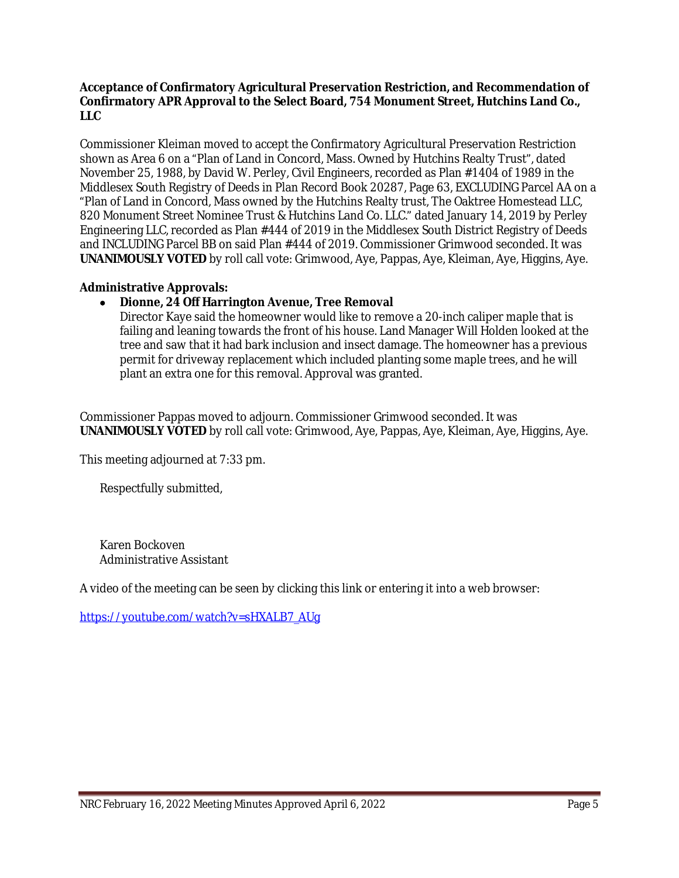**Acceptance of Confirmatory Agricultural Preservation Restriction, and Recommendation of Confirmatory APR Approval to the Select Board, 754 Monument Street, Hutchins Land Co., LLC**

Commissioner Kleiman moved to accept the Confirmatory Agricultural Preservation Restriction shown as Area 6 on a "Plan of Land in Concord, Mass. Owned by Hutchins Realty Trust", dated November 25, 1988, by David W. Perley, Civil Engineers, recorded as Plan #1404 of 1989 in the Middlesex South Registry of Deeds in Plan Record Book 20287, Page 63, EXCLUDING Parcel AA on a "Plan of Land in Concord, Mass owned by the Hutchins Realty trust, The Oaktree Homestead LLC, 820 Monument Street Nominee Trust & Hutchins Land Co. LLC." dated January 14, 2019 by Perley Engineering LLC, recorded as Plan #444 of 2019 in the Middlesex South District Registry of Deeds and INCLUDING Parcel BB on said Plan #444 of 2019. Commissioner Grimwood seconded. It was **UNANIMOUSLY VOTED** by roll call vote: Grimwood, Aye, Pappas, Aye, Kleiman, Aye, Higgins, Aye.

**Administrative Approvals:**

- **Dionne, 24 Off Harrington Avenue, Tree Removal**
  Director Kaye said the homeowner would like to remove a 20-inch caliper maple that is failing and leaning towards the front of his house. Land Manager Will Holden looked at the tree and saw that it had bark inclusion and insect damage. The homeowner has a previous permit for driveway replacement which included planting some maple trees, and he will plant an extra one for this removal. Approval was granted.

Commissioner Pappas moved to adjourn. Commissioner Grimwood seconded. It was **UNANIMOUSLY VOTED** by roll call vote: Grimwood, Aye, Pappas, Aye, Kleiman, Aye, Higgins, Aye.

This meeting adjourned at 7:33 pm.

Respectfully submitted,

Karen Bockoven
Administrative Assistant

A video of the meeting can be seen by clicking this link or entering it into a web browser:

https://youtube.com/watch?v=sHXALB7_AUg